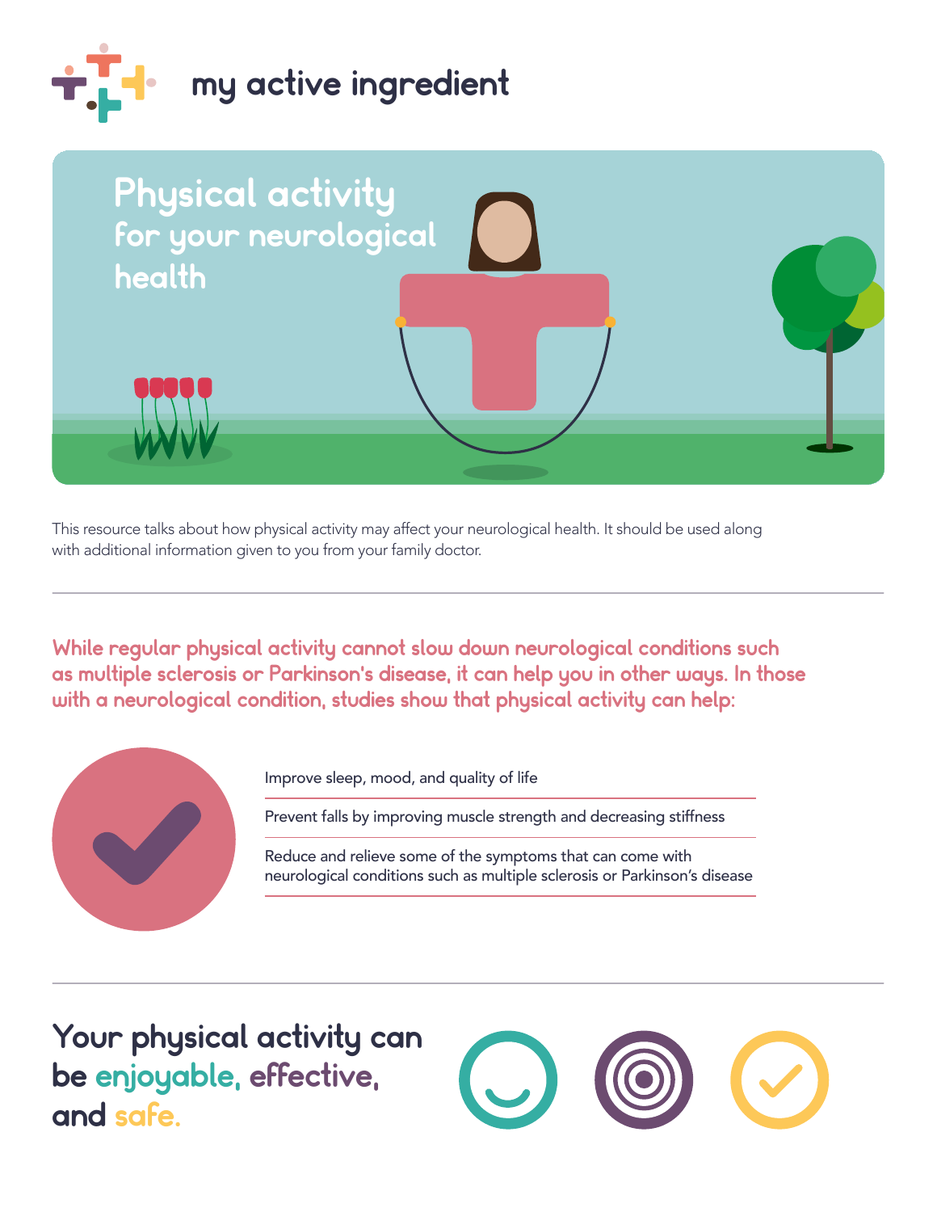my active ingredient

# Physical activity
## for your neurological health

This resource talks about how physical activity may affect your neurological health. It should be used along with additional information given to you from your family doctor.

---

**While regular physical activity cannot slow down neurological conditions such as multiple sclerosis or Parkinson's disease, it can help you in other ways. In those with a neurological condition, studies show that physical activity can help:**

- Improve sleep, mood, and quality of life
- Prevent falls by improving muscle strength and decreasing stiffness
- Reduce and relieve some of the symptoms that can come with neurological conditions such as multiple sclerosis or Parkinson's disease

---

## Your physical activity can be enjoyable, effective, and safe.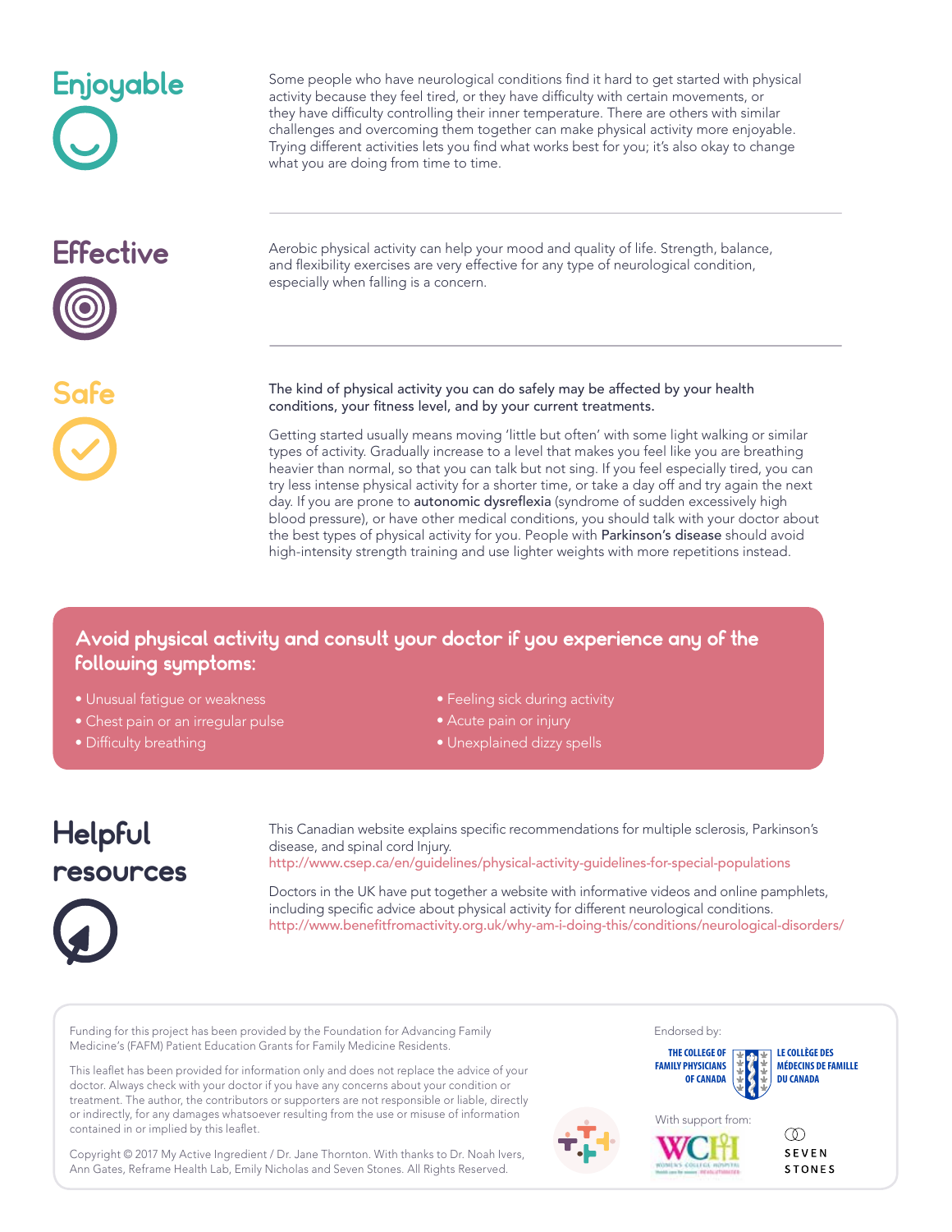## Enjoyable

Some people who have neurological conditions find it hard to get started with physical activity because they feel tired, or they have difficulty with certain movements, or they have difficulty controlling their inner temperature. There are others with similar challenges and overcoming them together can make physical activity more enjoyable. Trying different activities lets you find what works best for you; it's also okay to change what you are doing from time to time.

## Effective

Aerobic physical activity can help your mood and quality of life. Strength, balance, and flexibility exercises are very effective for any type of neurological condition, especially when falling is a concern.

## Safe

**The kind of physical activity you can do safely may be affected by your health conditions, your fitness level, and by your current treatments.**

Getting started usually means moving 'little but often' with some light walking or similar types of activity. Gradually increase to a level that makes you feel like you are breathing heavier than normal, so that you can talk but not sing. If you feel especially tired, you can try less intense physical activity for a shorter time, or take a day off and try again the next day. If you are prone to **autonomic dysreflexia** (syndrome of sudden excessively high blood pressure), or have other medical conditions, you should talk with your doctor about the best types of physical activity for you. People with **Parkinson's disease** should avoid high-intensity strength training and use lighter weights with more repetitions instead.

### Avoid physical activity and consult your doctor if you experience any of the following symptoms:

- Unusual fatigue or weakness
- Chest pain or an irregular pulse
- Difficulty breathing
- Feeling sick during activity
- Acute pain or injury
- Unexplained dizzy spells

## Helpful resources

This Canadian website explains specific recommendations for multiple sclerosis, Parkinson's disease, and spinal cord Injury.
http://www.csep.ca/en/guidelines/physical-activity-guidelines-for-special-populations

Doctors in the UK have put together a website with informative videos and online pamphlets, including specific advice about physical activity for different neurological conditions.
http://www.benefitfromactivity.org.uk/why-am-i-doing-this/conditions/neurological-disorders/

Funding for this project has been provided by the Foundation for Advancing Family Medicine's (FAFM) Patient Education Grants for Family Medicine Residents.

This leaflet has been provided for information only and does not replace the advice of your doctor. Always check with your doctor if you have any concerns about your condition or treatment. The author, the contributors or supporters are not responsible or liable, directly or indirectly, for any damages whatsoever resulting from the use or misuse of information contained in or implied by this leaflet.

Copyright © 2017 My Active Ingredient / Dr. Jane Thornton. With thanks to Dr. Noah Ivers, Ann Gates, Reframe Health Lab, Emily Nicholas and Seven Stones. All Rights Reserved.

Endorsed by: The College of Family Physicians of Canada / Le Collège des Médecins de Famille du Canada

With support from: WCH Women's College Hospital; Seven Stones